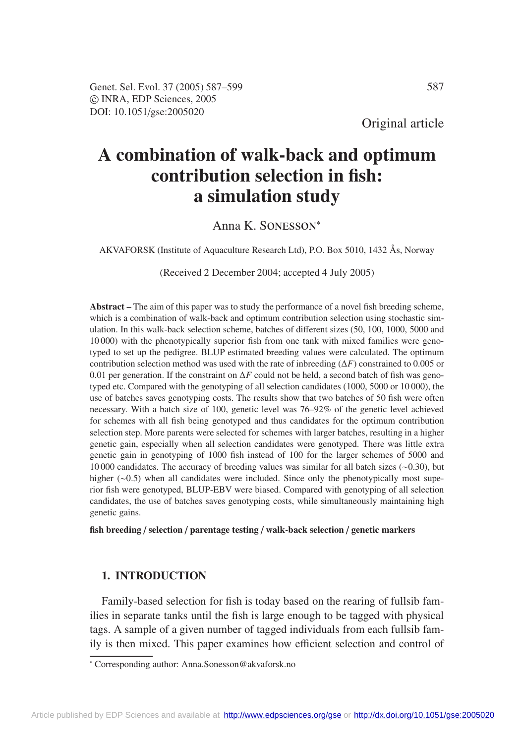Original article

# A combination of walk-back and optimum contribution selection in fish: a simulation study

Anna K. Sonesson*

AKVAFORSK (Institute of Aquaculture Research Ltd), P.O. Box 5010, 1432 Ås, Norway

(Received 2 December 2004; accepted 4 July 2005)

**Abstract –** The aim of this paper was to study the performance of a novel fish breeding scheme, which is a combination of walk-back and optimum contribution selection using stochastic simulation. In this walk-back selection scheme, batches of different sizes (50, 100, 1000, 5000 and 10 000) with the phenotypically superior fish from one tank with mixed families were genotyped to set up the pedigree. BLUP estimated breeding values were calculated. The optimum contribution selection method was used with the rate of inbreeding ($\Delta F$) constrained to 0.005 or 0.01 per generation. If the constraint on $\Delta F$ could not be held, a second batch of fish was genotyped etc. Compared with the genotyping of all selection candidates (1000, 5000 or 10 000), the use of batches saves genotyping costs. The results show that two batches of 50 fish were often necessary. With a batch size of 100, genetic level was 76–92% of the genetic level achieved for schemes with all fish being genotyped and thus candidates for the optimum contribution selection step. More parents were selected for schemes with larger batches, resulting in a higher genetic gain, especially when all selection candidates were genotyped. There was little extra genetic gain in genotyping of 1000 fish instead of 100 for the larger schemes of 5000 and 10 000 candidates. The accuracy of breeding values was similar for all batch sizes (~0.30), but higher (~0.5) when all candidates were included. Since only the phenotypically most superior fish were genotyped, BLUP-EBV were biased. Compared with genotyping of all selection candidates, the use of batches saves genotyping costs, while simultaneously maintaining high genetic gains.

**fish breeding / selection / parentage testing / walk-back selection / genetic markers**

## 1. INTRODUCTION

Family-based selection for fish is today based on the rearing of fullsib families in separate tanks until the fish is large enough to be tagged with physical tags. A sample of a given number of tagged individuals from each fullsib family is then mixed. This paper examines how efficient selection and control of

* Corresponding author: Anna.Sonesson@akvaforsk.no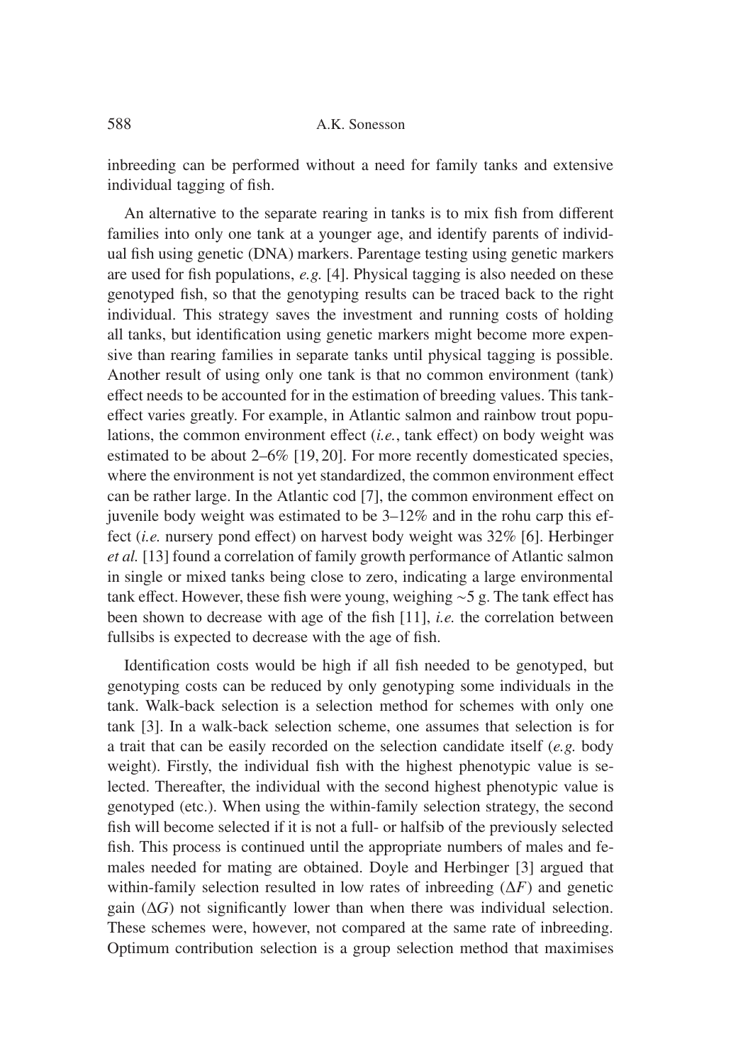inbreeding can be performed without a need for family tanks and extensive individual tagging of fish.

An alternative to the separate rearing in tanks is to mix fish from different families into only one tank at a younger age, and identify parents of individual fish using genetic (DNA) markers. Parentage testing using genetic markers are used for fish populations, *e.g.* [4]. Physical tagging is also needed on these genotyped fish, so that the genotyping results can be traced back to the right individual. This strategy saves the investment and running costs of holding all tanks, but identification using genetic markers might become more expensive than rearing families in separate tanks until physical tagging is possible. Another result of using only one tank is that no common environment (tank) effect needs to be accounted for in the estimation of breeding values. This tank-effect varies greatly. For example, in Atlantic salmon and rainbow trout populations, the common environment effect (*i.e.*, tank effect) on body weight was estimated to be about 2–6% [19, 20]. For more recently domesticated species, where the environment is not yet standardized, the common environment effect can be rather large. In the Atlantic cod [7], the common environment effect on juvenile body weight was estimated to be 3–12% and in the rohu carp this effect (*i.e.* nursery pond effect) on harvest body weight was 32% [6]. Herbinger *et al.* [13] found a correlation of family growth performance of Atlantic salmon in single or mixed tanks being close to zero, indicating a large environmental tank effect. However, these fish were young, weighing ∼5 g. The tank effect has been shown to decrease with age of the fish [11], *i.e.* the correlation between fullsibs is expected to decrease with the age of fish.

Identification costs would be high if all fish needed to be genotyped, but genotyping costs can be reduced by only genotyping some individuals in the tank. Walk-back selection is a selection method for schemes with only one tank [3]. In a walk-back selection scheme, one assumes that selection is for a trait that can be easily recorded on the selection candidate itself (*e.g.* body weight). Firstly, the individual fish with the highest phenotypic value is selected. Thereafter, the individual with the second highest phenotypic value is genotyped (etc.). When using the within-family selection strategy, the second fish will become selected if it is not a full- or halfsib of the previously selected fish. This process is continued until the appropriate numbers of males and females needed for mating are obtained. Doyle and Herbinger [3] argued that within-family selection resulted in low rates of inbreeding ($\Delta F$) and genetic gain ($\Delta G$) not significantly lower than when there was individual selection. These schemes were, however, not compared at the same rate of inbreeding. Optimum contribution selection is a group selection method that maximises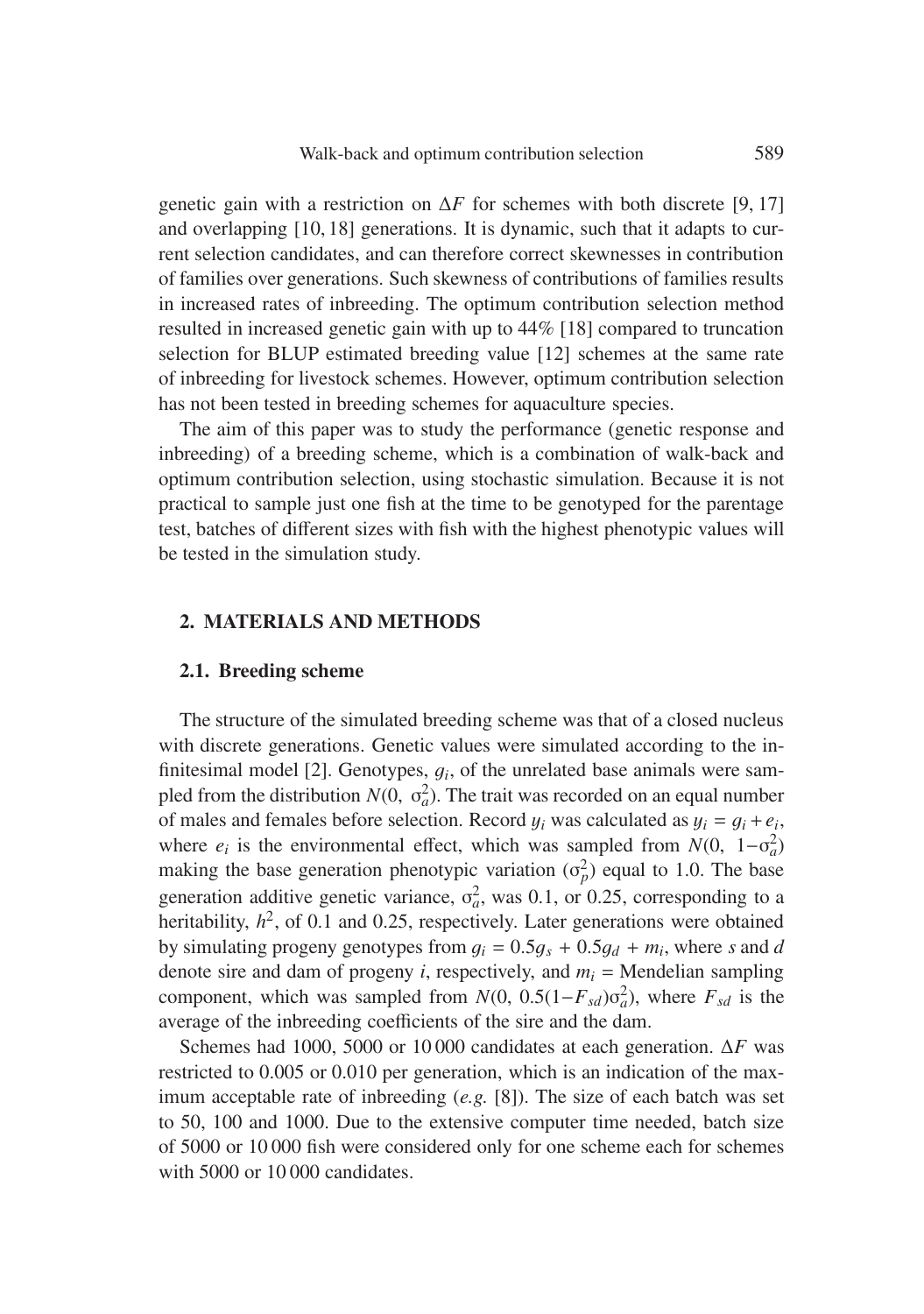genetic gain with a restriction on $\Delta F$ for schemes with both discrete [9, 17] and overlapping [10, 18] generations. It is dynamic, such that it adapts to current selection candidates, and can therefore correct skewnesses in contribution of families over generations. Such skewness of contributions of families results in increased rates of inbreeding. The optimum contribution selection method resulted in increased genetic gain with up to 44% [18] compared to truncation selection for BLUP estimated breeding value [12] schemes at the same rate of inbreeding for livestock schemes. However, optimum contribution selection has not been tested in breeding schemes for aquaculture species.

The aim of this paper was to study the performance (genetic response and inbreeding) of a breeding scheme, which is a combination of walk-back and optimum contribution selection, using stochastic simulation. Because it is not practical to sample just one fish at the time to be genotyped for the parentage test, batches of different sizes with fish with the highest phenotypic values will be tested in the simulation study.

## 2. MATERIALS AND METHODS

### 2.1. Breeding scheme

The structure of the simulated breeding scheme was that of a closed nucleus with discrete generations. Genetic values were simulated according to the infinitesimal model [2]. Genotypes, $g_i$, of the unrelated base animals were sampled from the distribution $N(0,\ \sigma_a^2)$. The trait was recorded on an equal number of males and females before selection. Record $y_i$ was calculated as $y_i = g_i + e_i$, where $e_i$ is the environmental effect, which was sampled from $N(0,\ 1-\sigma_a^2)$ making the base generation phenotypic variation ($\sigma_p^2$) equal to 1.0. The base generation additive genetic variance, $\sigma_a^2$, was 0.1, or 0.25, corresponding to a heritability, $h^2$, of 0.1 and 0.25, respectively. Later generations were obtained by simulating progeny genotypes from $g_i = 0.5g_s + 0.5g_d + m_i$, where $s$ and $d$ denote sire and dam of progeny $i$, respectively, and $m_i$ = Mendelian sampling component, which was sampled from $N(0,\ 0.5(1-F_{sd})\sigma_a^2)$, where $F_{sd}$ is the average of the inbreeding coefficients of the sire and the dam.

Schemes had 1000, 5000 or 10 000 candidates at each generation. $\Delta F$ was restricted to 0.005 or 0.010 per generation, which is an indication of the maximum acceptable rate of inbreeding (*e.g.* [8]). The size of each batch was set to 50, 100 and 1000. Due to the extensive computer time needed, batch size of 5000 or 10 000 fish were considered only for one scheme each for schemes with 5000 or 10 000 candidates.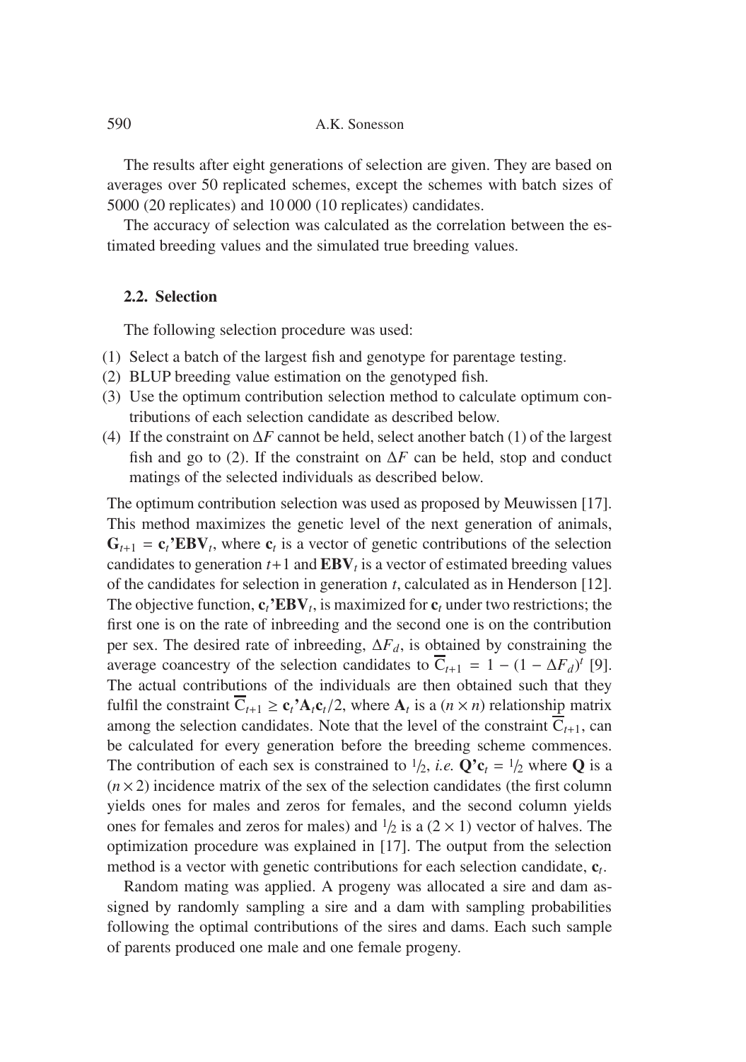The results after eight generations of selection are given. They are based on averages over 50 replicated schemes, except the schemes with batch sizes of 5000 (20 replicates) and 10 000 (10 replicates) candidates.

The accuracy of selection was calculated as the correlation between the estimated breeding values and the simulated true breeding values.

### 2.2. Selection

The following selection procedure was used:

1. Select a batch of the largest fish and genotype for parentage testing.
2. BLUP breeding value estimation on the genotyped fish.
3. Use the optimum contribution selection method to calculate optimum contributions of each selection candidate as described below.
4. If the constraint on $\Delta F$ cannot be held, select another batch (1) of the largest fish and go to (2). If the constraint on $\Delta F$ can be held, stop and conduct matings of the selected individuals as described below.

The optimum contribution selection was used as proposed by Meuwissen [17]. This method maximizes the genetic level of the next generation of animals, $\mathbf{G}_{t+1} = \mathbf{c}_t\mathbf{'EBV}_t$, where $\mathbf{c}_t$ is a vector of genetic contributions of the selection candidates to generation $t$+1 and $\mathbf{EBV}_t$ is a vector of estimated breeding values of the candidates for selection in generation $t$, calculated as in Henderson [12]. The objective function, $\mathbf{c}_t\mathbf{'EBV}_t$, is maximized for $\mathbf{c}_t$ under two restrictions; the first one is on the rate of inbreeding and the second one is on the contribution per sex. The desired rate of inbreeding, $\Delta F_d$, is obtained by constraining the average coancestry of the selection candidates to $\overline{\mathrm{C}}_{t+1} = 1 - (1 - \Delta F_d)^t$ [9]. The actual contributions of the individuals are then obtained such that they fulfil the constraint $\overline{\mathrm{C}}_{t+1} \geq \mathbf{c}_t\mathbf{'A}_t\mathbf{c}_t/2$, where $\mathbf{A}_t$ is a $(n \times n)$ relationship matrix among the selection candidates. Note that the level of the constraint $\overline{\mathrm{C}}_{t+1}$, can be calculated for every generation before the breeding scheme commences. The contribution of each sex is constrained to $^1/_2$, *i.e.* $\mathbf{Q'c}_t = {}^1/_2$ where $\mathbf{Q}$ is a $(n \times 2)$ incidence matrix of the sex of the selection candidates (the first column yields ones for males and zeros for females, and the second column yields ones for females and zeros for males) and $^1/_2$ is a $(2 \times 1)$ vector of halves. The optimization procedure was explained in [17]. The output from the selection method is a vector with genetic contributions for each selection candidate, $\mathbf{c}_t$.

Random mating was applied. A progeny was allocated a sire and dam assigned by randomly sampling a sire and a dam with sampling probabilities following the optimal contributions of the sires and dams. Each such sample of parents produced one male and one female progeny.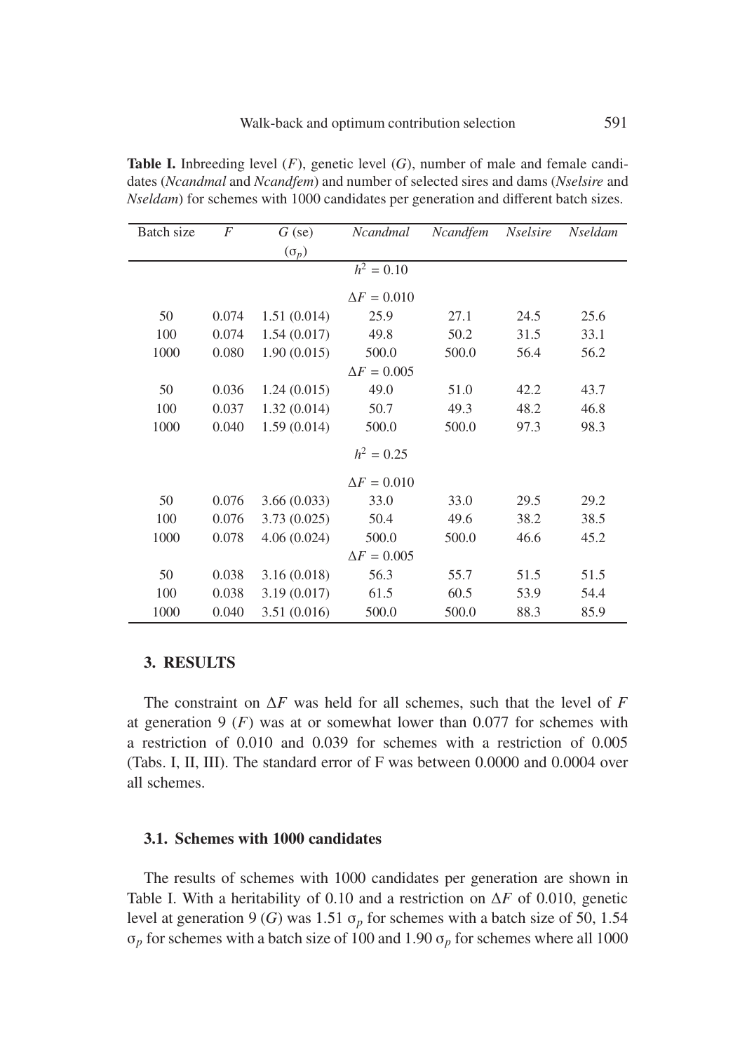**Table I.** Inbreeding level ($F$), genetic level ($G$), number of male and female candidates (*Ncandmal* and *Ncandfem*) and number of selected sires and dams (*Nselsire* and *Nseldam*) for schemes with 1000 candidates per generation and different batch sizes.

| Batch size | $F$ | $G$ (se) ($\sigma_p$) | *Ncandmal* | *Ncandfem* | *Nselsire* | *Nseldam* |
|---|---|---|---|---|---|---|
| | | | $h^2 = 0.10$ | | | |
| | | | $\Delta F = 0.010$ | | | |
| 50 | 0.074 | 1.51 (0.014) | 25.9 | 27.1 | 24.5 | 25.6 |
| 100 | 0.074 | 1.54 (0.017) | 49.8 | 50.2 | 31.5 | 33.1 |
| 1000 | 0.080 | 1.90 (0.015) | 500.0 | 500.0 | 56.4 | 56.2 |
| | | | $\Delta F = 0.005$ | | | |
| 50 | 0.036 | 1.24 (0.015) | 49.0 | 51.0 | 42.2 | 43.7 |
| 100 | 0.037 | 1.32 (0.014) | 50.7 | 49.3 | 48.2 | 46.8 |
| 1000 | 0.040 | 1.59 (0.014) | 500.0 | 500.0 | 97.3 | 98.3 |
| | | | $h^2 = 0.25$ | | | |
| | | | $\Delta F = 0.010$ | | | |
| 50 | 0.076 | 3.66 (0.033) | 33.0 | 33.0 | 29.5 | 29.2 |
| 100 | 0.076 | 3.73 (0.025) | 50.4 | 49.6 | 38.2 | 38.5 |
| 1000 | 0.078 | 4.06 (0.024) | 500.0 | 500.0 | 46.6 | 45.2 |
| | | | $\Delta F = 0.005$ | | | |
| 50 | 0.038 | 3.16 (0.018) | 56.3 | 55.7 | 51.5 | 51.5 |
| 100 | 0.038 | 3.19 (0.017) | 61.5 | 60.5 | 53.9 | 54.4 |
| 1000 | 0.040 | 3.51 (0.016) | 500.0 | 500.0 | 88.3 | 85.9 |

## 3. RESULTS

The constraint on $\Delta F$ was held for all schemes, such that the level of $F$ at generation 9 ($F$) was at or somewhat lower than 0.077 for schemes with a restriction of 0.010 and 0.039 for schemes with a restriction of 0.005 (Tabs. I, II, III). The standard error of F was between 0.0000 and 0.0004 over all schemes.

### 3.1. Schemes with 1000 candidates

The results of schemes with 1000 candidates per generation are shown in Table I. With a heritability of 0.10 and a restriction on $\Delta F$ of 0.010, genetic level at generation 9 ($G$) was 1.51 $\sigma_p$ for schemes with a batch size of 50, 1.54 $\sigma_p$ for schemes with a batch size of 100 and 1.90 $\sigma_p$ for schemes where all 1000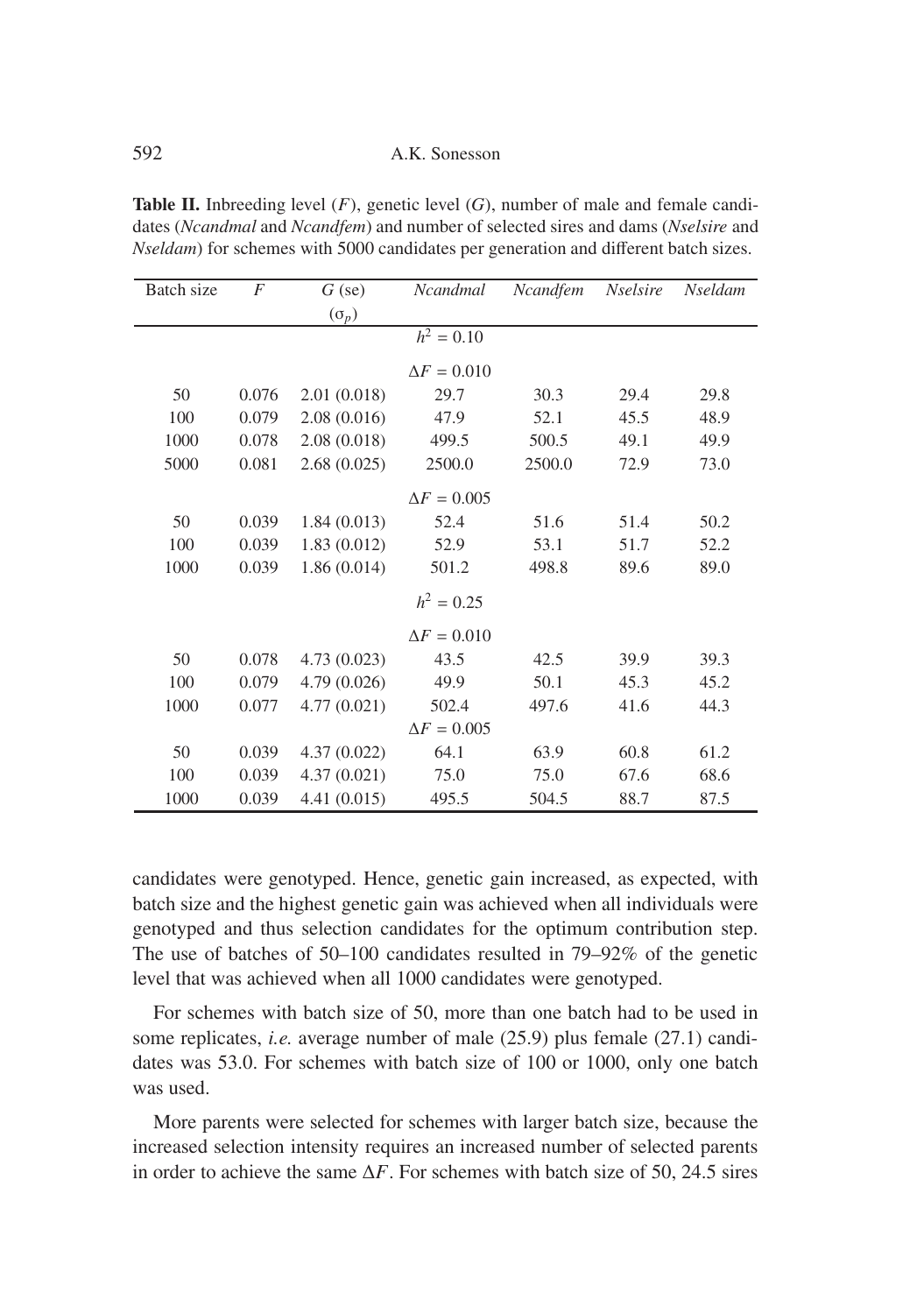**Table II.** Inbreeding level ($F$), genetic level ($G$), number of male and female candidates (*Ncandmal* and *Ncandfem*) and number of selected sires and dams (*Nselsire* and *Nseldam*) for schemes with 5000 candidates per generation and different batch sizes.

| Batch size | $F$ | $G$ (se) ($\sigma_p$) | *Ncandmal* | *Ncandfem* | *Nselsire* | *Nseldam* |
|---|---|---|---|---|---|---|
| | | | $h^2 = 0.10$ | | | |
| | | | $\Delta F = 0.010$ | | | |
| 50 | 0.076 | 2.01 (0.018) | 29.7 | 30.3 | 29.4 | 29.8 |
| 100 | 0.079 | 2.08 (0.016) | 47.9 | 52.1 | 45.5 | 48.9 |
| 1000 | 0.078 | 2.08 (0.018) | 499.5 | 500.5 | 49.1 | 49.9 |
| 5000 | 0.081 | 2.68 (0.025) | 2500.0 | 2500.0 | 72.9 | 73.0 |
| | | | $\Delta F = 0.005$ | | | |
| 50 | 0.039 | 1.84 (0.013) | 52.4 | 51.6 | 51.4 | 50.2 |
| 100 | 0.039 | 1.83 (0.012) | 52.9 | 53.1 | 51.7 | 52.2 |
| 1000 | 0.039 | 1.86 (0.014) | 501.2 | 498.8 | 89.6 | 89.0 |
| | | | $h^2 = 0.25$ | | | |
| | | | $\Delta F = 0.010$ | | | |
| 50 | 0.078 | 4.73 (0.023) | 43.5 | 42.5 | 39.9 | 39.3 |
| 100 | 0.079 | 4.79 (0.026) | 49.9 | 50.1 | 45.3 | 45.2 |
| 1000 | 0.077 | 4.77 (0.021) | 502.4 | 497.6 | 41.6 | 44.3 |
| | | | $\Delta F = 0.005$ | | | |
| 50 | 0.039 | 4.37 (0.022) | 64.1 | 63.9 | 60.8 | 61.2 |
| 100 | 0.039 | 4.37 (0.021) | 75.0 | 75.0 | 67.6 | 68.6 |
| 1000 | 0.039 | 4.41 (0.015) | 495.5 | 504.5 | 88.7 | 87.5 |

candidates were genotyped. Hence, genetic gain increased, as expected, with batch size and the highest genetic gain was achieved when all individuals were genotyped and thus selection candidates for the optimum contribution step. The use of batches of 50–100 candidates resulted in 79–92% of the genetic level that was achieved when all 1000 candidates were genotyped.

For schemes with batch size of 50, more than one batch had to be used in some replicates, *i.e.* average number of male (25.9) plus female (27.1) candidates was 53.0. For schemes with batch size of 100 or 1000, only one batch was used.

More parents were selected for schemes with larger batch size, because the increased selection intensity requires an increased number of selected parents in order to achieve the same $\Delta F$. For schemes with batch size of 50, 24.5 sires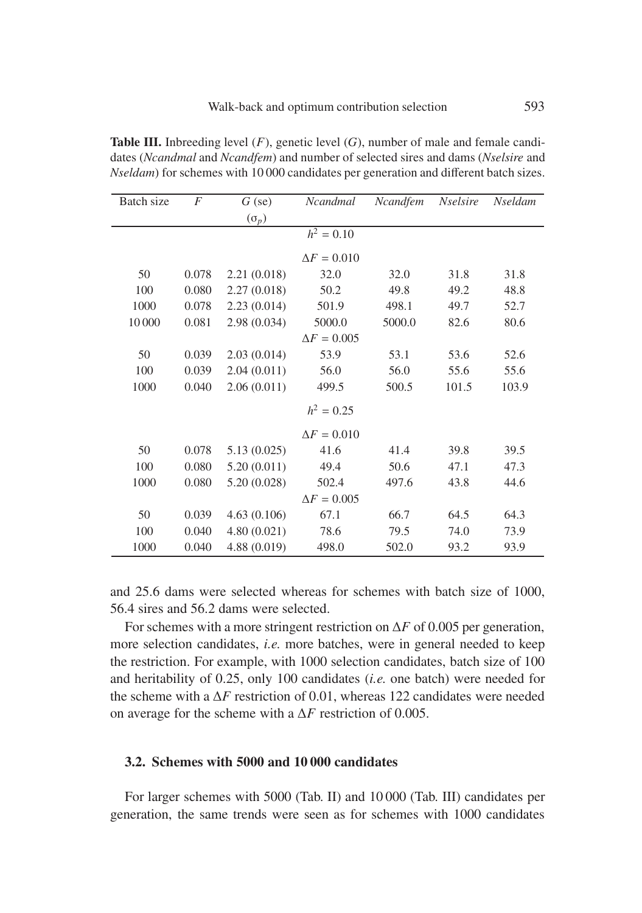**Table III.** Inbreeding level ($F$), genetic level ($G$), number of male and female candidates (*Ncandmal* and *Ncandfem*) and number of selected sires and dams (*Nselsire* and *Nseldam*) for schemes with 10 000 candidates per generation and different batch sizes.

| Batch size | $F$ | $G$ (se) ($\sigma_p$) | *Ncandmal* | *Ncandfem* | *Nselsire* | *Nseldam* |
|---|---|---|---|---|---|---|
| | | | $h^2 = 0.10$ | | | |
| | | | $\Delta F = 0.010$ | | | |
| 50 | 0.078 | 2.21 (0.018) | 32.0 | 32.0 | 31.8 | 31.8 |
| 100 | 0.080 | 2.27 (0.018) | 50.2 | 49.8 | 49.2 | 48.8 |
| 1000 | 0.078 | 2.23 (0.014) | 501.9 | 498.1 | 49.7 | 52.7 |
| 10 000 | 0.081 | 2.98 (0.034) | 5000.0 | 5000.0 | 82.6 | 80.6 |
| | | | $\Delta F = 0.005$ | | | |
| 50 | 0.039 | 2.03 (0.014) | 53.9 | 53.1 | 53.6 | 52.6 |
| 100 | 0.039 | 2.04 (0.011) | 56.0 | 56.0 | 55.6 | 55.6 |
| 1000 | 0.040 | 2.06 (0.011) | 499.5 | 500.5 | 101.5 | 103.9 |
| | | | $h^2 = 0.25$ | | | |
| | | | $\Delta F = 0.010$ | | | |
| 50 | 0.078 | 5.13 (0.025) | 41.6 | 41.4 | 39.8 | 39.5 |
| 100 | 0.080 | 5.20 (0.011) | 49.4 | 50.6 | 47.1 | 47.3 |
| 1000 | 0.080 | 5.20 (0.028) | 502.4 | 497.6 | 43.8 | 44.6 |
| | | | $\Delta F = 0.005$ | | | |
| 50 | 0.039 | 4.63 (0.106) | 67.1 | 66.7 | 64.5 | 64.3 |
| 100 | 0.040 | 4.80 (0.021) | 78.6 | 79.5 | 74.0 | 73.9 |
| 1000 | 0.040 | 4.88 (0.019) | 498.0 | 502.0 | 93.2 | 93.9 |

and 25.6 dams were selected whereas for schemes with batch size of 1000, 56.4 sires and 56.2 dams were selected.

For schemes with a more stringent restriction on $\Delta F$ of 0.005 per generation, more selection candidates, *i.e.* more batches, were in general needed to keep the restriction. For example, with 1000 selection candidates, batch size of 100 and heritability of 0.25, only 100 candidates (*i.e.* one batch) were needed for the scheme with a $\Delta F$ restriction of 0.01, whereas 122 candidates were needed on average for the scheme with a $\Delta F$ restriction of 0.005.

### 3.2. Schemes with 5000 and 10 000 candidates

For larger schemes with 5000 (Tab. II) and 10 000 (Tab. III) candidates per generation, the same trends were seen as for schemes with 1000 candidates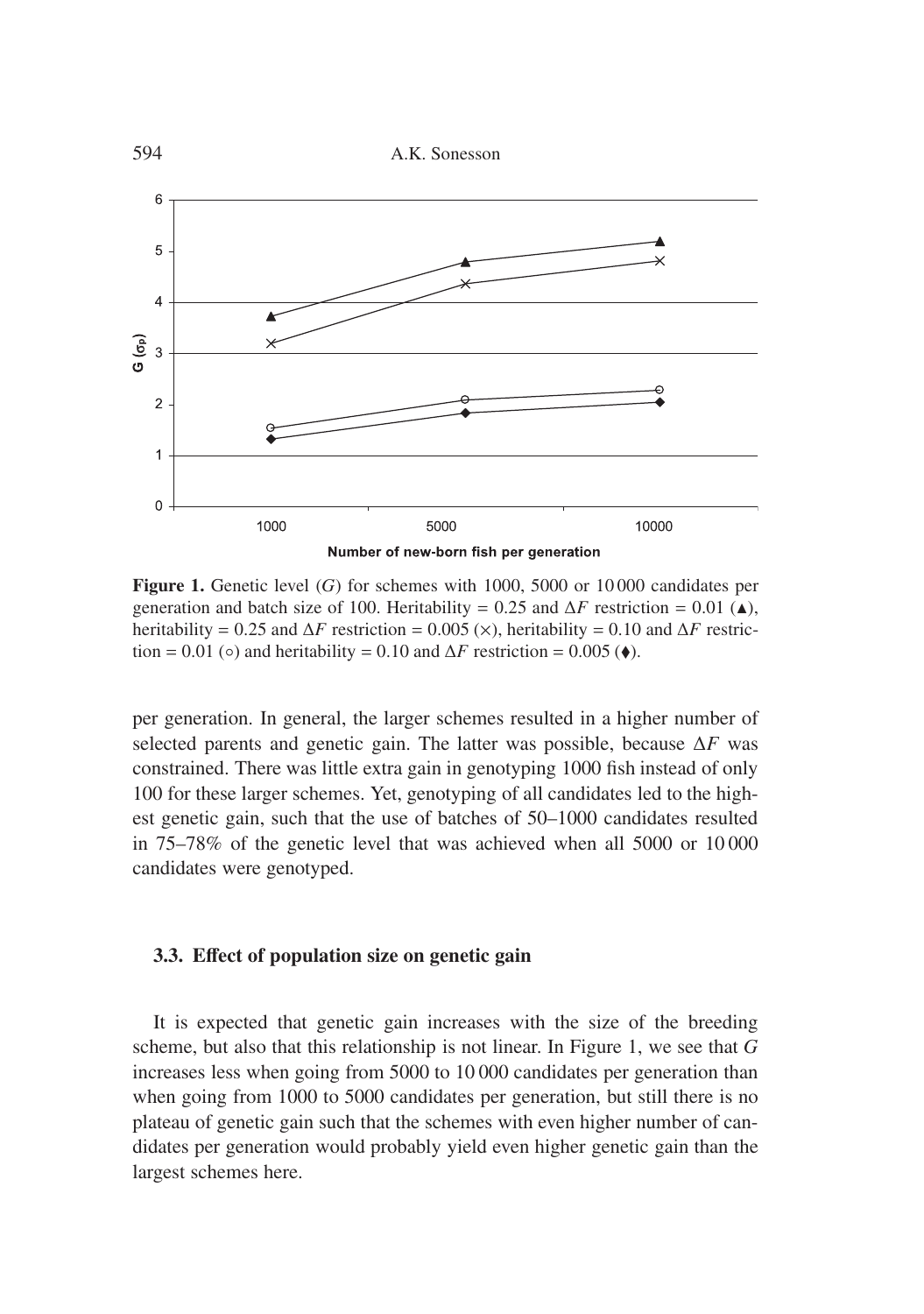**Figure 1.** Genetic level ($G$) for schemes with 1000, 5000 or 10 000 candidates per generation and batch size of 100. Heritability = 0.25 and $\Delta F$ restriction = 0.01 (▲), heritability = 0.25 and $\Delta F$ restriction = 0.005 (×), heritability = 0.10 and $\Delta F$ restriction = 0.01 (○) and heritability = 0.10 and $\Delta F$ restriction = 0.005 (♦).

per generation. In general, the larger schemes resulted in a higher number of selected parents and genetic gain. The latter was possible, because $\Delta F$ was constrained. There was little extra gain in genotyping 1000 fish instead of only 100 for these larger schemes. Yet, genotyping of all candidates led to the highest genetic gain, such that the use of batches of 50–1000 candidates resulted in 75–78% of the genetic level that was achieved when all 5000 or 10 000 candidates were genotyped.

### 3.3. Effect of population size on genetic gain

It is expected that genetic gain increases with the size of the breeding scheme, but also that this relationship is not linear. In Figure 1, we see that $G$ increases less when going from 5000 to 10 000 candidates per generation than when going from 1000 to 5000 candidates per generation, but still there is no plateau of genetic gain such that the schemes with even higher number of candidates per generation would probably yield even higher genetic gain than the largest schemes here.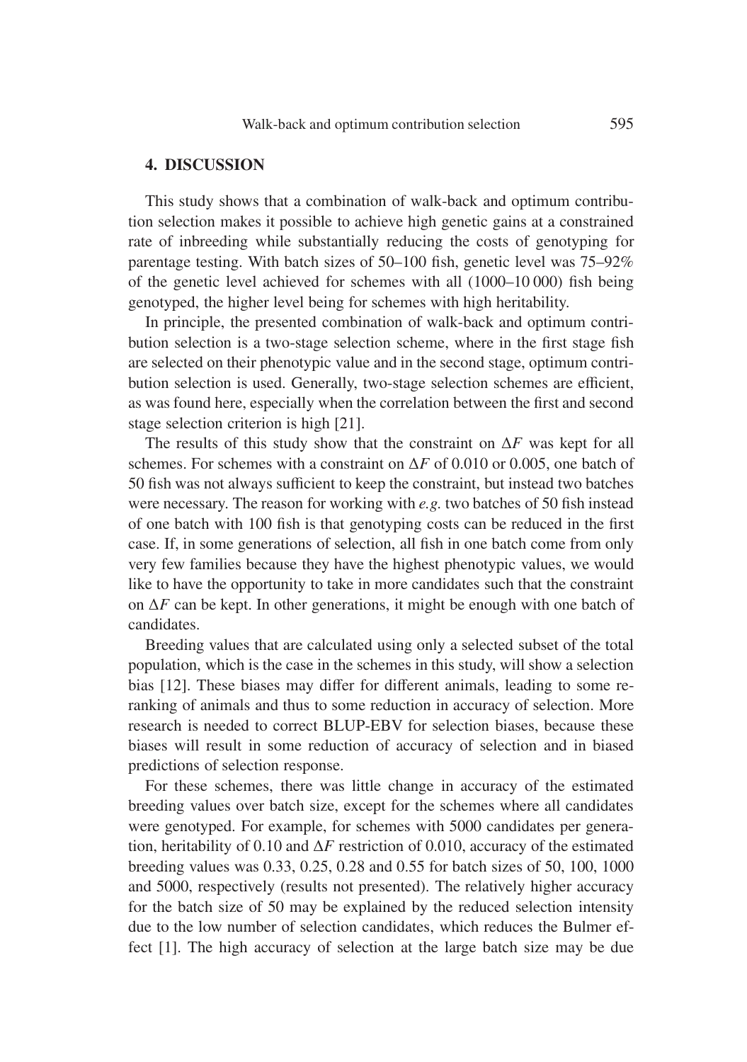## 4. DISCUSSION

This study shows that a combination of walk-back and optimum contribution selection makes it possible to achieve high genetic gains at a constrained rate of inbreeding while substantially reducing the costs of genotyping for parentage testing. With batch sizes of 50–100 fish, genetic level was 75–92% of the genetic level achieved for schemes with all (1000–10 000) fish being genotyped, the higher level being for schemes with high heritability.

In principle, the presented combination of walk-back and optimum contribution selection is a two-stage selection scheme, where in the first stage fish are selected on their phenotypic value and in the second stage, optimum contribution selection is used. Generally, two-stage selection schemes are efficient, as was found here, especially when the correlation between the first and second stage selection criterion is high [21].

The results of this study show that the constraint on $\Delta F$ was kept for all schemes. For schemes with a constraint on $\Delta F$ of 0.010 or 0.005, one batch of 50 fish was not always sufficient to keep the constraint, but instead two batches were necessary. The reason for working with *e.g.* two batches of 50 fish instead of one batch with 100 fish is that genotyping costs can be reduced in the first case. If, in some generations of selection, all fish in one batch come from only very few families because they have the highest phenotypic values, we would like to have the opportunity to take in more candidates such that the constraint on $\Delta F$ can be kept. In other generations, it might be enough with one batch of candidates.

Breeding values that are calculated using only a selected subset of the total population, which is the case in the schemes in this study, will show a selection bias [12]. These biases may differ for different animals, leading to some re-ranking of animals and thus to some reduction in accuracy of selection. More research is needed to correct BLUP-EBV for selection biases, because these biases will result in some reduction of accuracy of selection and in biased predictions of selection response.

For these schemes, there was little change in accuracy of the estimated breeding values over batch size, except for the schemes where all candidates were genotyped. For example, for schemes with 5000 candidates per generation, heritability of 0.10 and $\Delta F$ restriction of 0.010, accuracy of the estimated breeding values was 0.33, 0.25, 0.28 and 0.55 for batch sizes of 50, 100, 1000 and 5000, respectively (results not presented). The relatively higher accuracy for the batch size of 50 may be explained by the reduced selection intensity due to the low number of selection candidates, which reduces the Bulmer effect [1]. The high accuracy of selection at the large batch size may be due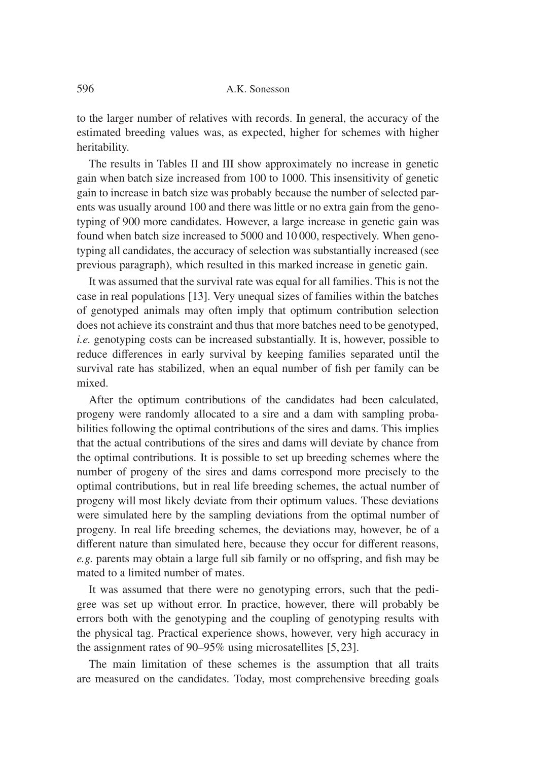to the larger number of relatives with records. In general, the accuracy of the estimated breeding values was, as expected, higher for schemes with higher heritability.

The results in Tables II and III show approximately no increase in genetic gain when batch size increased from 100 to 1000. This insensitivity of genetic gain to increase in batch size was probably because the number of selected parents was usually around 100 and there was little or no extra gain from the genotyping of 900 more candidates. However, a large increase in genetic gain was found when batch size increased to 5000 and 10 000, respectively. When genotyping all candidates, the accuracy of selection was substantially increased (see previous paragraph), which resulted in this marked increase in genetic gain.

It was assumed that the survival rate was equal for all families. This is not the case in real populations [13]. Very unequal sizes of families within the batches of genotyped animals may often imply that optimum contribution selection does not achieve its constraint and thus that more batches need to be genotyped, *i.e.* genotyping costs can be increased substantially. It is, however, possible to reduce differences in early survival by keeping families separated until the survival rate has stabilized, when an equal number of fish per family can be mixed.

After the optimum contributions of the candidates had been calculated, progeny were randomly allocated to a sire and a dam with sampling probabilities following the optimal contributions of the sires and dams. This implies that the actual contributions of the sires and dams will deviate by chance from the optimal contributions. It is possible to set up breeding schemes where the number of progeny of the sires and dams correspond more precisely to the optimal contributions, but in real life breeding schemes, the actual number of progeny will most likely deviate from their optimum values. These deviations were simulated here by the sampling deviations from the optimal number of progeny. In real life breeding schemes, the deviations may, however, be of a different nature than simulated here, because they occur for different reasons, *e.g.* parents may obtain a large full sib family or no offspring, and fish may be mated to a limited number of mates.

It was assumed that there were no genotyping errors, such that the pedigree was set up without error. In practice, however, there will probably be errors both with the genotyping and the coupling of genotyping results with the physical tag. Practical experience shows, however, very high accuracy in the assignment rates of 90–95% using microsatellites [5, 23].

The main limitation of these schemes is the assumption that all traits are measured on the candidates. Today, most comprehensive breeding goals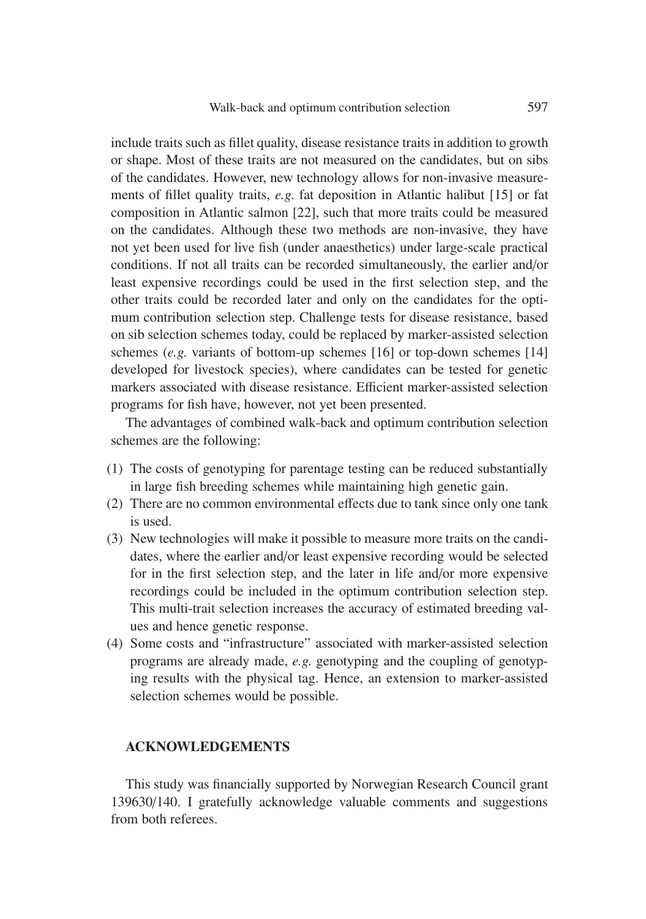include traits such as fillet quality, disease resistance traits in addition to growth or shape. Most of these traits are not measured on the candidates, but on sibs of the candidates. However, new technology allows for non-invasive measurements of fillet quality traits, *e.g.* fat deposition in Atlantic halibut [15] or fat composition in Atlantic salmon [22], such that more traits could be measured on the candidates. Although these two methods are non-invasive, they have not yet been used for live fish (under anaesthetics) under large-scale practical conditions. If not all traits can be recorded simultaneously, the earlier and/or least expensive recordings could be used in the first selection step, and the other traits could be recorded later and only on the candidates for the optimum contribution selection step. Challenge tests for disease resistance, based on sib selection schemes today, could be replaced by marker-assisted selection schemes (*e.g.* variants of bottom-up schemes [16] or top-down schemes [14] developed for livestock species), where candidates can be tested for genetic markers associated with disease resistance. Efficient marker-assisted selection programs for fish have, however, not yet been presented.

The advantages of combined walk-back and optimum contribution selection schemes are the following:

(1) The costs of genotyping for parentage testing can be reduced substantially in large fish breeding schemes while maintaining high genetic gain.
(2) There are no common environmental effects due to tank since only one tank is used.
(3) New technologies will make it possible to measure more traits on the candidates, where the earlier and/or least expensive recording would be selected for in the first selection step, and the later in life and/or more expensive recordings could be included in the optimum contribution selection step. This multi-trait selection increases the accuracy of estimated breeding values and hence genetic response.
(4) Some costs and "infrastructure" associated with marker-assisted selection programs are already made, *e.g.* genotyping and the coupling of genotyping results with the physical tag. Hence, an extension to marker-assisted selection schemes would be possible.

## ACKNOWLEDGEMENTS

This study was financially supported by Norwegian Research Council grant 139630/140. I gratefully acknowledge valuable comments and suggestions from both referees.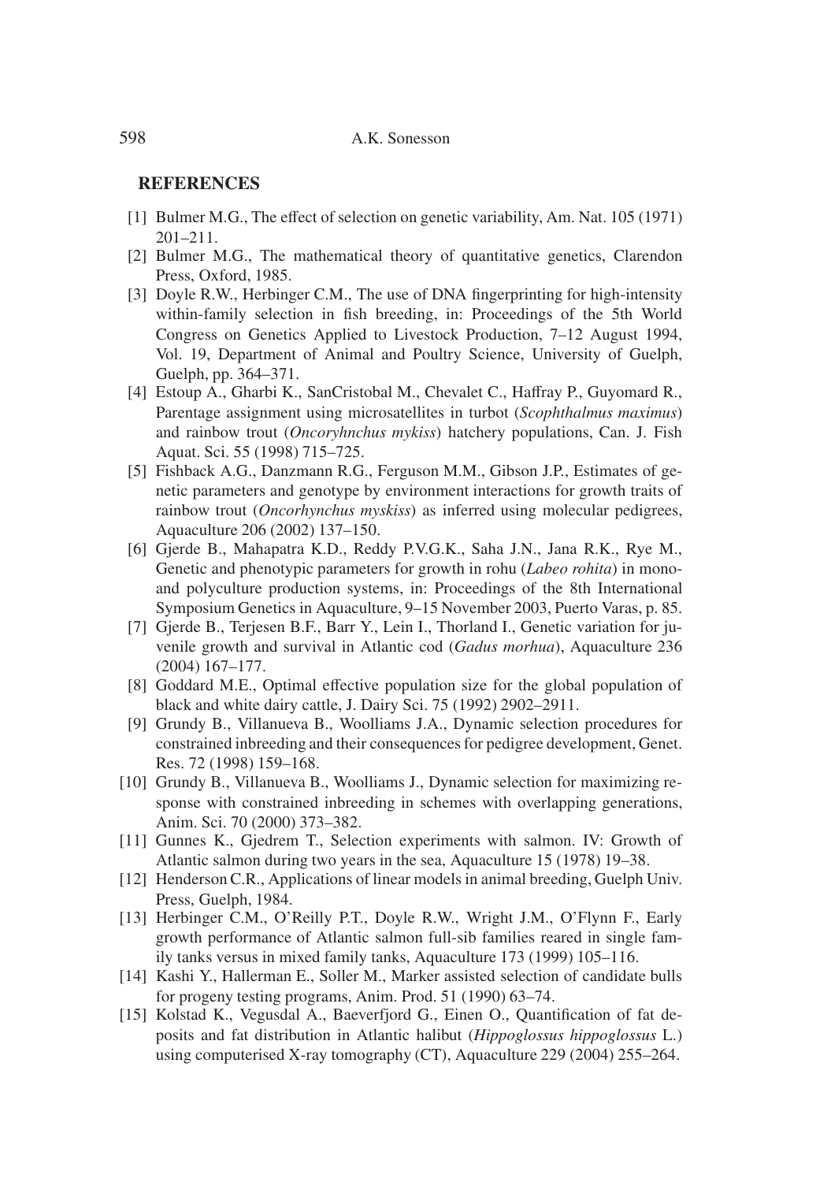## REFERENCES

[1] Bulmer M.G., The effect of selection on genetic variability, Am. Nat. 105 (1971) 201–211.

[2] Bulmer M.G., The mathematical theory of quantitative genetics, Clarendon Press, Oxford, 1985.

[3] Doyle R.W., Herbinger C.M., The use of DNA fingerprinting for high-intensity within-family selection in fish breeding, in: Proceedings of the 5th World Congress on Genetics Applied to Livestock Production, 7–12 August 1994, Vol. 19, Department of Animal and Poultry Science, University of Guelph, Guelph, pp. 364–371.

[4] Estoup A., Gharbi K., SanCristobal M., Chevalet C., Haffray P., Guyomard R., Parentage assignment using microsatellites in turbot (*Scophthalmus maximus*) and rainbow trout (*Oncoryhnchus mykiss*) hatchery populations, Can. J. Fish Aquat. Sci. 55 (1998) 715–725.

[5] Fishback A.G., Danzmann R.G., Ferguson M.M., Gibson J.P., Estimates of genetic parameters and genotype by environment interactions for growth traits of rainbow trout (*Oncorhynchus myskiss*) as inferred using molecular pedigrees, Aquaculture 206 (2002) 137–150.

[6] Gjerde B., Mahapatra K.D., Reddy P.V.G.K., Saha J.N., Jana R.K., Rye M., Genetic and phenotypic parameters for growth in rohu (*Labeo rohita*) in mono- and polyculture production systems, in: Proceedings of the 8th International Symposium Genetics in Aquaculture, 9–15 November 2003, Puerto Varas, p. 85.

[7] Gjerde B., Terjesen B.F., Barr Y., Lein I., Thorland I., Genetic variation for juvenile growth and survival in Atlantic cod (*Gadus morhua*), Aquaculture 236 (2004) 167–177.

[8] Goddard M.E., Optimal effective population size for the global population of black and white dairy cattle, J. Dairy Sci. 75 (1992) 2902–2911.

[9] Grundy B., Villanueva B., Woolliams J.A., Dynamic selection procedures for constrained inbreeding and their consequences for pedigree development, Genet. Res. 72 (1998) 159–168.

[10] Grundy B., Villanueva B., Woolliams J., Dynamic selection for maximizing response with constrained inbreeding in schemes with overlapping generations, Anim. Sci. 70 (2000) 373–382.

[11] Gunnes K., Gjedrem T., Selection experiments with salmon. IV: Growth of Atlantic salmon during two years in the sea, Aquaculture 15 (1978) 19–38.

[12] Henderson C.R., Applications of linear models in animal breeding, Guelph Univ. Press, Guelph, 1984.

[13] Herbinger C.M., O'Reilly P.T., Doyle R.W., Wright J.M., O'Flynn F., Early growth performance of Atlantic salmon full-sib families reared in single family tanks versus in mixed family tanks, Aquaculture 173 (1999) 105–116.

[14] Kashi Y., Hallerman E., Soller M., Marker assisted selection of candidate bulls for progeny testing programs, Anim. Prod. 51 (1990) 63–74.

[15] Kolstad K., Vegusdal A., Baeverfjord G., Einen O., Quantification of fat deposits and fat distribution in Atlantic halibut (*Hippoglossus hippoglossus* L.) using computerised X-ray tomography (CT), Aquaculture 229 (2004) 255–264.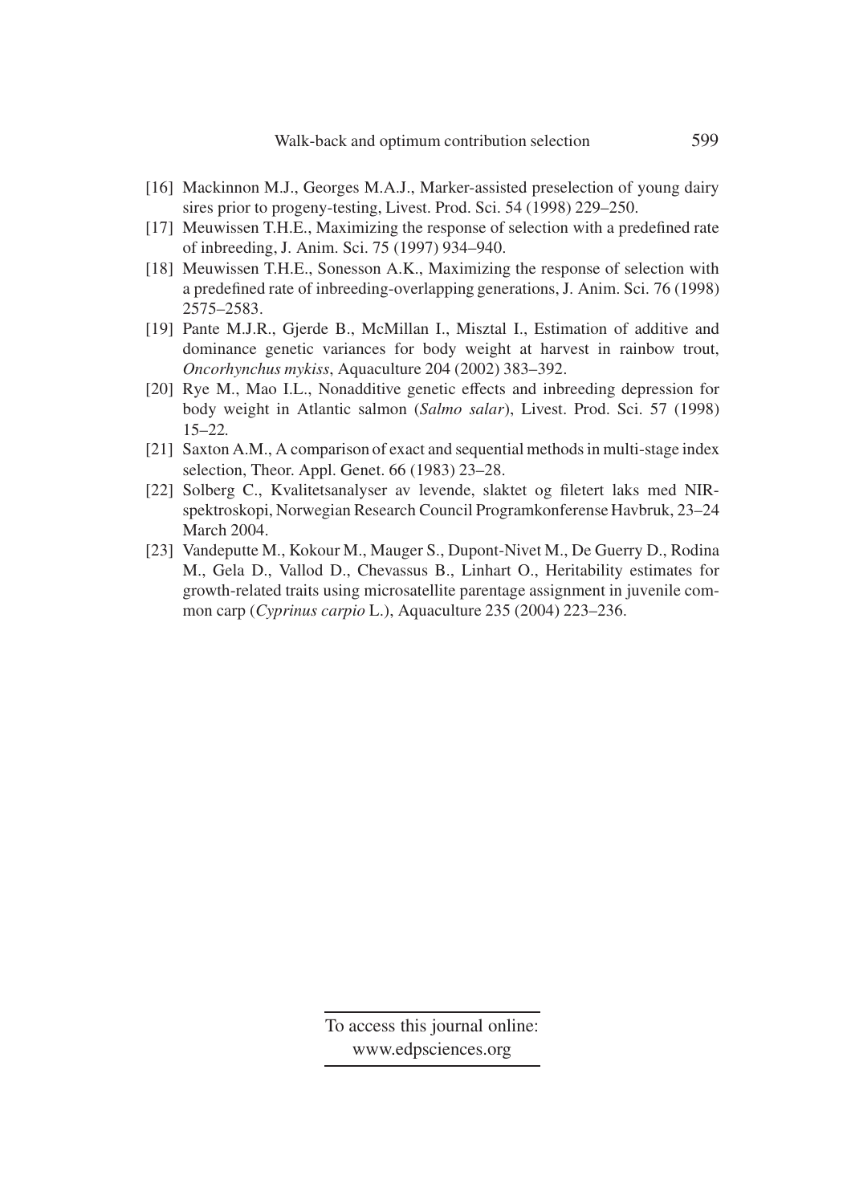[16] Mackinnon M.J., Georges M.A.J., Marker-assisted preselection of young dairy sires prior to progeny-testing, Livest. Prod. Sci. 54 (1998) 229–250.

[17] Meuwissen T.H.E., Maximizing the response of selection with a predefined rate of inbreeding, J. Anim. Sci. 75 (1997) 934–940.

[18] Meuwissen T.H.E., Sonesson A.K., Maximizing the response of selection with a predefined rate of inbreeding-overlapping generations, J. Anim. Sci. 76 (1998) 2575–2583.

[19] Pante M.J.R., Gjerde B., McMillan I., Misztal I., Estimation of additive and dominance genetic variances for body weight at harvest in rainbow trout, *Oncorhynchus mykiss*, Aquaculture 204 (2002) 383–392.

[20] Rye M., Mao I.L., Nonadditive genetic effects and inbreeding depression for body weight in Atlantic salmon (*Salmo salar*), Livest. Prod. Sci. 57 (1998) 15–22.

[21] Saxton A.M., A comparison of exact and sequential methods in multi-stage index selection, Theor. Appl. Genet. 66 (1983) 23–28.

[22] Solberg C., Kvalitetsanalyser av levende, slaktet og filetert laks med NIR-spektroskopi, Norwegian Research Council Programkonferense Havbruk, 23–24 March 2004.

[23] Vandeputte M., Kokour M., Mauger S., Dupont-Nivet M., De Guerry D., Rodina M., Gela D., Vallod D., Chevassus B., Linhart O., Heritability estimates for growth-related traits using microsatellite parentage assignment in juvenile common carp (*Cyprinus carpio* L.), Aquaculture 235 (2004) 223–236.

To access this journal online:
www.edpsciences.org